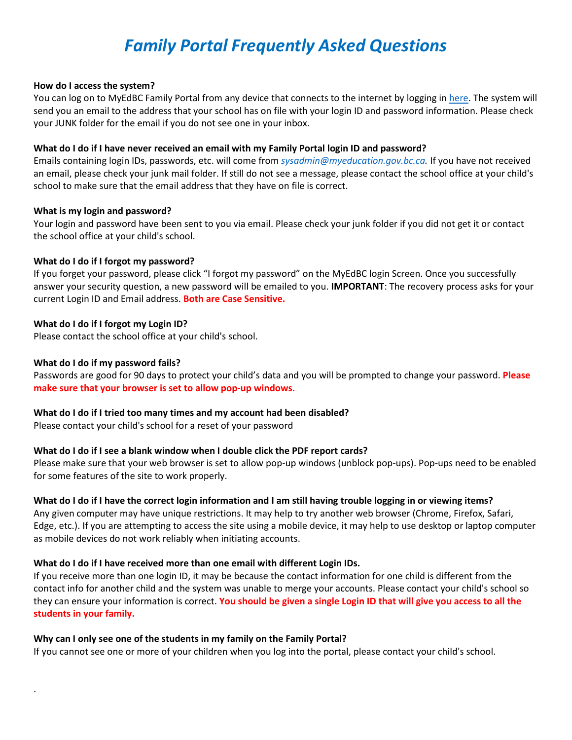# *Family Portal Frequently Asked Questions*

**How do I access the system?**

You can log on to MyEdBC Family Portal from any device that connects to the internet by logging in here. The system will send you an email to the address that your school has on file with your login ID and password information. Please check your JUNK folder for the email if you do not see one in your inbox.

**What do I do if I have never received an email with my Family Portal login ID and password?**

Emails containing login IDs, passwords, etc. will come from *sysadmin@myeducation.gov.bc.ca.* If you have not received an email, please check your junk mail folder. If still do not see a message, please contact the school office at your child's school to make sure that the email address that they have on file is correct.

**What is my login and password?**

Your login and password have been sent to you via email. Please check your junk folder if you did not get it or contact the school office at your child's school.

**What do I do if I forgot my password?**

If you forget your password, please click "I forgot my password" on the MyEdBC login Screen. Once you successfully answer your security question, a new password will be emailed to you. **IMPORTANT**: The recovery process asks for your current Login ID and Email address. **Both are Case Sensitive.**

**What do I do if I forgot my Login ID?**

Please contact the school office at your child's school.

**What do I do if my password fails?**

Passwords are good for 90 days to protect your child's data and you will be prompted to change your password. **Please make sure that your browser is set to allow pop-up windows.**

**What do I do if I tried too many times and my account had been disabled?**

Please contact your child's school for a reset of your password

**What do I do if I see a blank window when I double click the PDF report cards?**

Please make sure that your web browser is set to allow pop-up windows (unblock pop-ups). Pop-ups need to be enabled for some features of the site to work properly.

**What do I do if I have the correct login information and I am still having trouble logging in or viewing items?**

Any given computer may have unique restrictions. It may help to try another web browser (Chrome, Firefox, Safari, Edge, etc.). If you are attempting to access the site using a mobile device, it may help to use desktop or laptop computer as mobile devices do not work reliably when initiating accounts.

**What do I do if I have received more than one email with different Login IDs.**

If you receive more than one login ID, it may be because the contact information for one child is different from the contact info for another child and the system was unable to merge your accounts. Please contact your child's school so they can ensure your information is correct. **You should be given a single Login ID that will give you access to all the students in your family.**

**Why can I only see one of the students in my family on the Family Portal?**

If you cannot see one or more of your children when you log into the portal, please contact your child's school.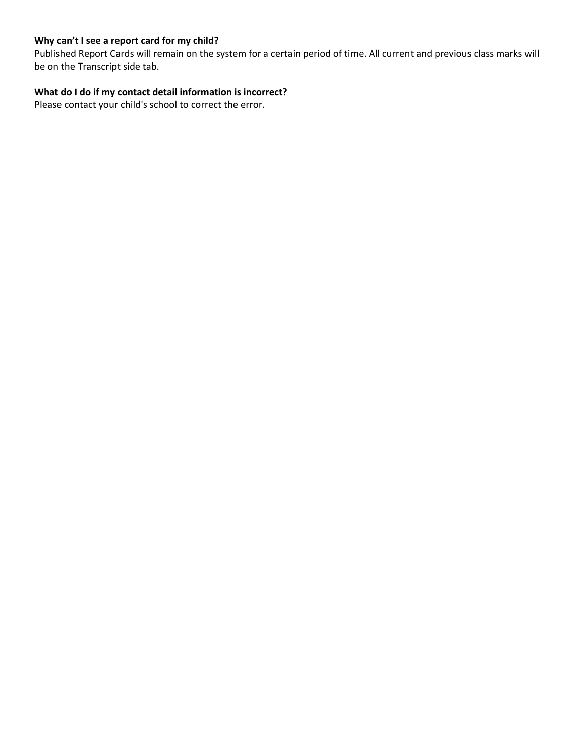**Why can’t I see a report card for my child?**
Published Report Cards will remain on the system for a certain period of time. All current and previous class marks will be on the Transcript side tab.

**What do I do if my contact detail information is incorrect?**
Please contact your child's school to correct the error.